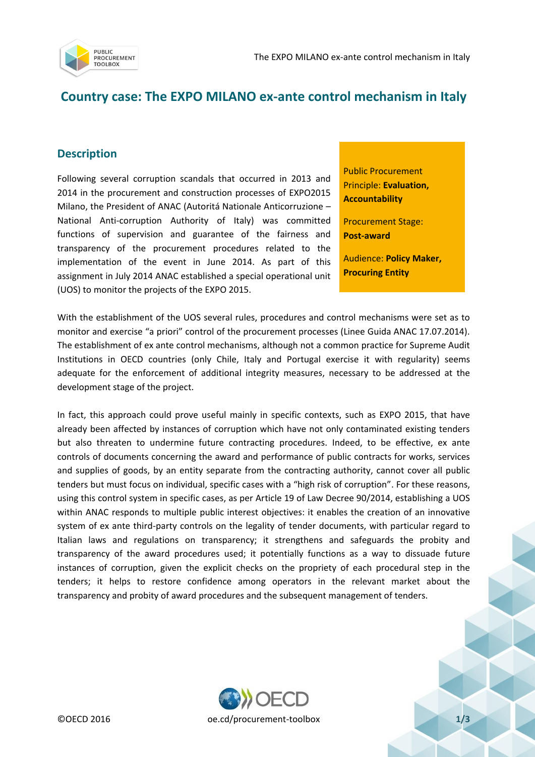# Country case: The EXPO MILANO ex-ante control mechanism in Italy

## Description

Public Procurement Principle: **Evaluation, Accountability**

Procurement Stage: **Post-award**

Audience: **Policy Maker, Procuring Entity**

Following several corruption scandals that occurred in 2013 and 2014 in the procurement and construction processes of EXPO2015 Milano, the President of ANAC (Autoritá Nationale Anticorruzione – National Anti-corruption Authority of Italy) was committed functions of supervision and guarantee of the fairness and transparency of the procurement procedures related to the implementation of the event in June 2014. As part of this assignment in July 2014 ANAC established a special operational unit (UOS) to monitor the projects of the EXPO 2015.

With the establishment of the UOS several rules, procedures and control mechanisms were set as to monitor and exercise "a priori" control of the procurement processes (Linee Guida ANAC 17.07.2014). The establishment of ex ante control mechanisms, although not a common practice for Supreme Audit Institutions in OECD countries (only Chile, Italy and Portugal exercise it with regularity) seems adequate for the enforcement of additional integrity measures, necessary to be addressed at the development stage of the project.

In fact, this approach could prove useful mainly in specific contexts, such as EXPO 2015, that have already been affected by instances of corruption which have not only contaminated existing tenders but also threaten to undermine future contracting procedures. Indeed, to be effective, ex ante controls of documents concerning the award and performance of public contracts for works, services and supplies of goods, by an entity separate from the contracting authority, cannot cover all public tenders but must focus on individual, specific cases with a "high risk of corruption". For these reasons, using this control system in specific cases, as per Article 19 of Law Decree 90/2014, establishing a UOS within ANAC responds to multiple public interest objectives: it enables the creation of an innovative system of ex ante third-party controls on the legality of tender documents, with particular regard to Italian laws and regulations on transparency; it strengthens and safeguards the probity and transparency of the award procedures used; it potentially functions as a way to dissuade future instances of corruption, given the explicit checks on the propriety of each procedural step in the tenders; it helps to restore confidence among operators in the relevant market about the transparency and probity of award procedures and the subsequent management of tenders.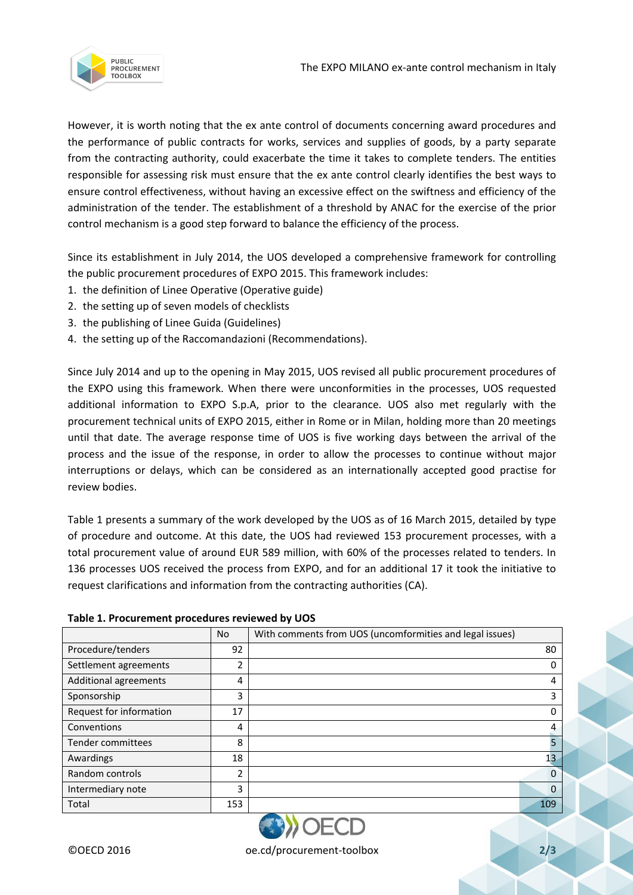However, it is worth noting that the ex ante control of documents concerning award procedures and the performance of public contracts for works, services and supplies of goods, by a party separate from the contracting authority, could exacerbate the time it takes to complete tenders. The entities responsible for assessing risk must ensure that the ex ante control clearly identifies the best ways to ensure control effectiveness, without having an excessive effect on the swiftness and efficiency of the administration of the tender. The establishment of a threshold by ANAC for the exercise of the prior control mechanism is a good step forward to balance the efficiency of the process.

Since its establishment in July 2014, the UOS developed a comprehensive framework for controlling the public procurement procedures of EXPO 2015. This framework includes:

1. the definition of Linee Operative (Operative guide)
2. the setting up of seven models of checklists
3. the publishing of Linee Guida (Guidelines)
4. the setting up of the Raccomandazioni (Recommendations).

Since July 2014 and up to the opening in May 2015, UOS revised all public procurement procedures of the EXPO using this framework. When there were unconformities in the processes, UOS requested additional information to EXPO S.p.A, prior to the clearance. UOS also met regularly with the procurement technical units of EXPO 2015, either in Rome or in Milan, holding more than 20 meetings until that date. The average response time of UOS is five working days between the arrival of the process and the issue of the response, in order to allow the processes to continue without major interruptions or delays, which can be considered as an internationally accepted good practise for review bodies.

Table 1 presents a summary of the work developed by the UOS as of 16 March 2015, detailed by type of procedure and outcome. At this date, the UOS had reviewed 153 procurement processes, with a total procurement value of around EUR 589 million, with 60% of the processes related to tenders. In 136 processes UOS received the process from EXPO, and for an additional 17 it took the initiative to request clarifications and information from the contracting authorities (CA).

**Table 1. Procurement procedures reviewed by UOS**

| | No | With comments from UOS (uncomformities and legal issues) |
|---|---|---|
| Procedure/tenders | 92 | 80 |
| Settlement agreements | 2 | 0 |
| Additional agreements | 4 | 4 |
| Sponsorship | 3 | 3 |
| Request for information | 17 | 0 |
| Conventions | 4 | 4 |
| Tender committees | 8 | 5 |
| Awardings | 18 | 13 |
| Random controls | 2 | 0 |
| Intermediary note | 3 | 0 |
| Total | 153 | 109 |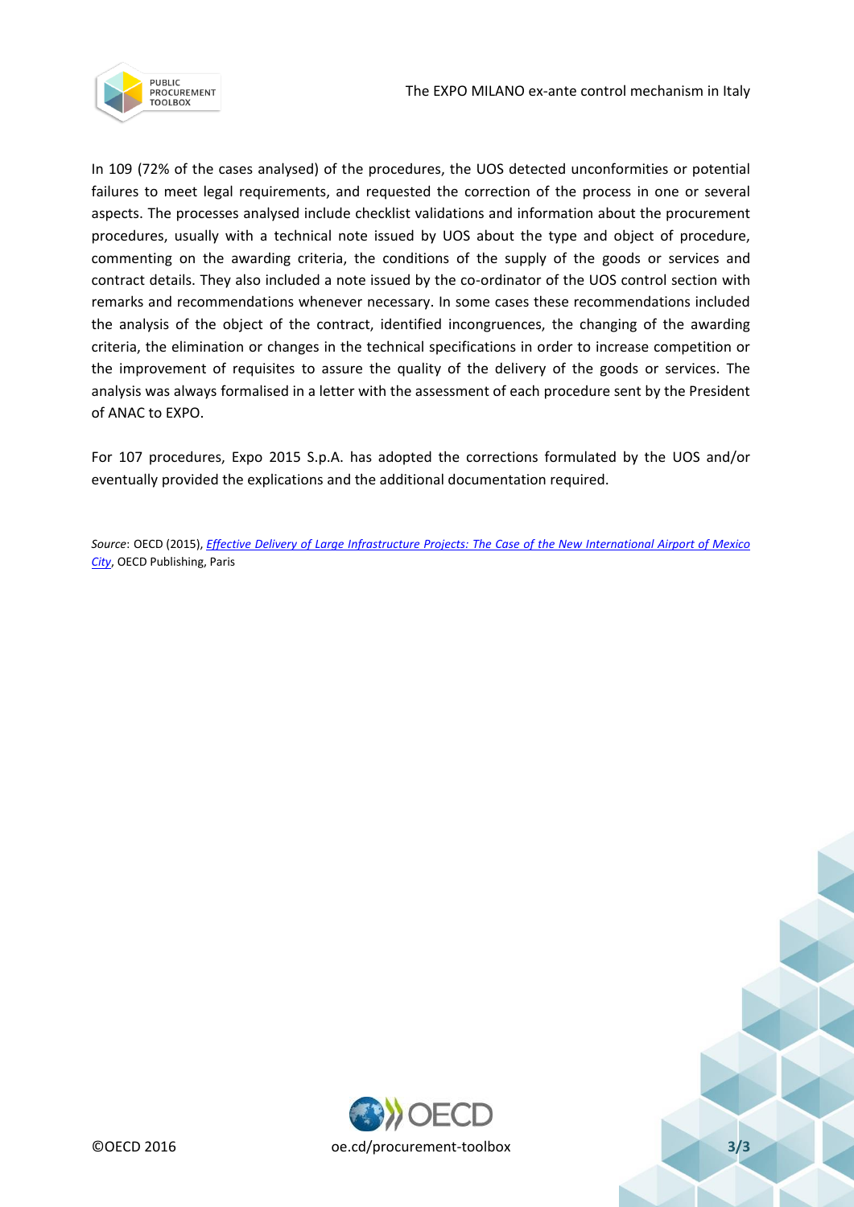In 109 (72% of the cases analysed) of the procedures, the UOS detected unconformities or potential failures to meet legal requirements, and requested the correction of the process in one or several aspects. The processes analysed include checklist validations and information about the procurement procedures, usually with a technical note issued by UOS about the type and object of procedure, commenting on the awarding criteria, the conditions of the supply of the goods or services and contract details. They also included a note issued by the co-ordinator of the UOS control section with remarks and recommendations whenever necessary. In some cases these recommendations included the analysis of the object of the contract, identified incongruences, the changing of the awarding criteria, the elimination or changes in the technical specifications in order to increase competition or the improvement of requisites to assure the quality of the delivery of the goods or services. The analysis was always formalised in a letter with the assessment of each procedure sent by the President of ANAC to EXPO.

For 107 procedures, Expo 2015 S.p.A. has adopted the corrections formulated by the UOS and/or eventually provided the explications and the additional documentation required.

*Source*: OECD (2015), *Effective Delivery of Large Infrastructure Projects: The Case of the New International Airport of Mexico City*, OECD Publishing, Paris